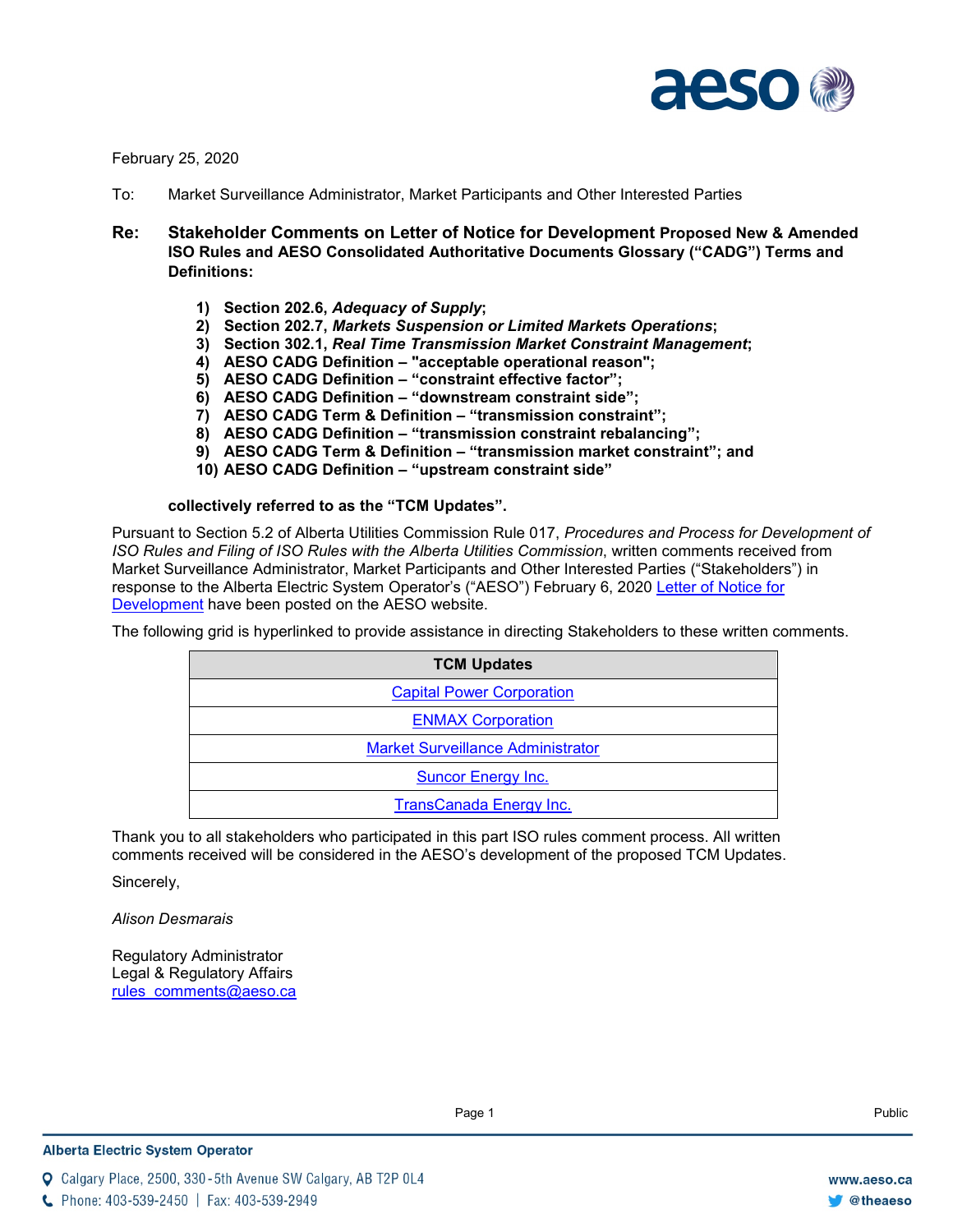February 25, 2020

To: Market Surveillance Administrator, Market Participants and Other Interested Parties

**Re: Stakeholder Comments on Letter of Notice for Development Proposed New & Amended ISO Rules and AESO Consolidated Authoritative Documents Glossary ("CADG") Terms and Definitions:**

1) **Section 202.6, *Adequacy of Supply*;**
2) **Section 202.7, *Markets Suspension or Limited Markets Operations*;**
3) **Section 302.1, *Real Time Transmission Market Constraint Management*;**
4) **AESO CADG Definition – "acceptable operational reason";**
5) **AESO CADG Definition – "constraint effective factor";**
6) **AESO CADG Definition – "downstream constraint side";**
7) **AESO CADG Term & Definition – "transmission constraint";**
8) **AESO CADG Definition – "transmission constraint rebalancing";**
9) **AESO CADG Term & Definition – "transmission market constraint"; and**
10) **AESO CADG Definition – "upstream constraint side"**

**collectively referred to as the "TCM Updates".**

Pursuant to Section 5.2 of Alberta Utilities Commission Rule 017, *Procedures and Process for Development of ISO Rules and Filing of ISO Rules with the Alberta Utilities Commission*, written comments received from Market Surveillance Administrator, Market Participants and Other Interested Parties ("Stakeholders") in response to the Alberta Electric System Operator's ("AESO") February 6, 2020 Letter of Notice for Development have been posted on the AESO website.

The following grid is hyperlinked to provide assistance in directing Stakeholders to these written comments.

| TCM Updates |
| --- |
| Capital Power Corporation |
| ENMAX Corporation |
| Market Surveillance Administrator |
| Suncor Energy Inc. |
| TransCanada Energy Inc. |

Thank you to all stakeholders who participated in this part ISO rules comment process. All written comments received will be considered in the AESO's development of the proposed TCM Updates.

Sincerely,

*Alison Desmarais*

Regulatory Administrator
Legal & Regulatory Affairs
rules_comments@aeso.ca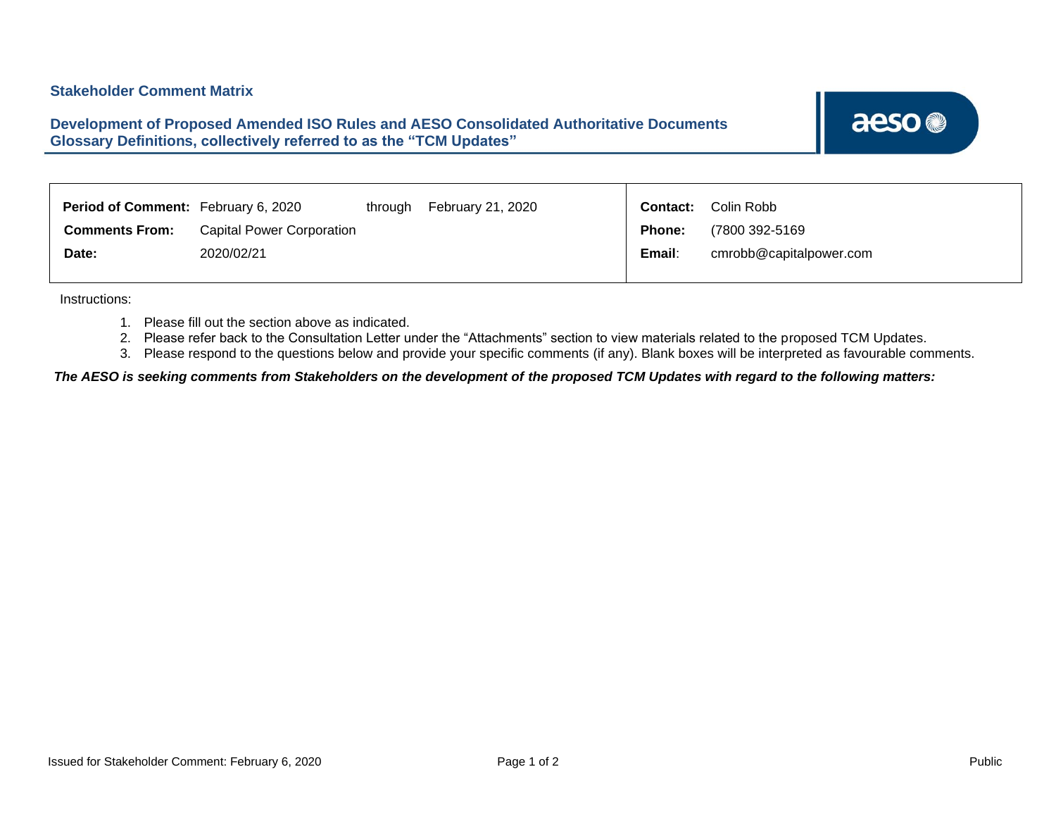## Stakeholder Comment Matrix

### Development of Proposed Amended ISO Rules and AESO Consolidated Authoritative Documents Glossary Definitions, collectively referred to as the "TCM Updates"

| | | | | | |
|---|---|---|---|---|---|
| **Period of Comment:** | February 6, 2020 | through | February 21, 2020 | **Contact:** | Colin Robb |
| **Comments From:** | Capital Power Corporation | | | **Phone:** | (7800 392-5169 |
| **Date:** | 2020/02/21 | | | **Email**: | cmrobb@capitalpower.com |

Instructions:

1. Please fill out the section above as indicated.
2. Please refer back to the Consultation Letter under the "Attachments" section to view materials related to the proposed TCM Updates.
3. Please respond to the questions below and provide your specific comments (if any). Blank boxes will be interpreted as favourable comments.

***The AESO is seeking comments from Stakeholders on the development of the proposed TCM Updates with regard to the following matters:***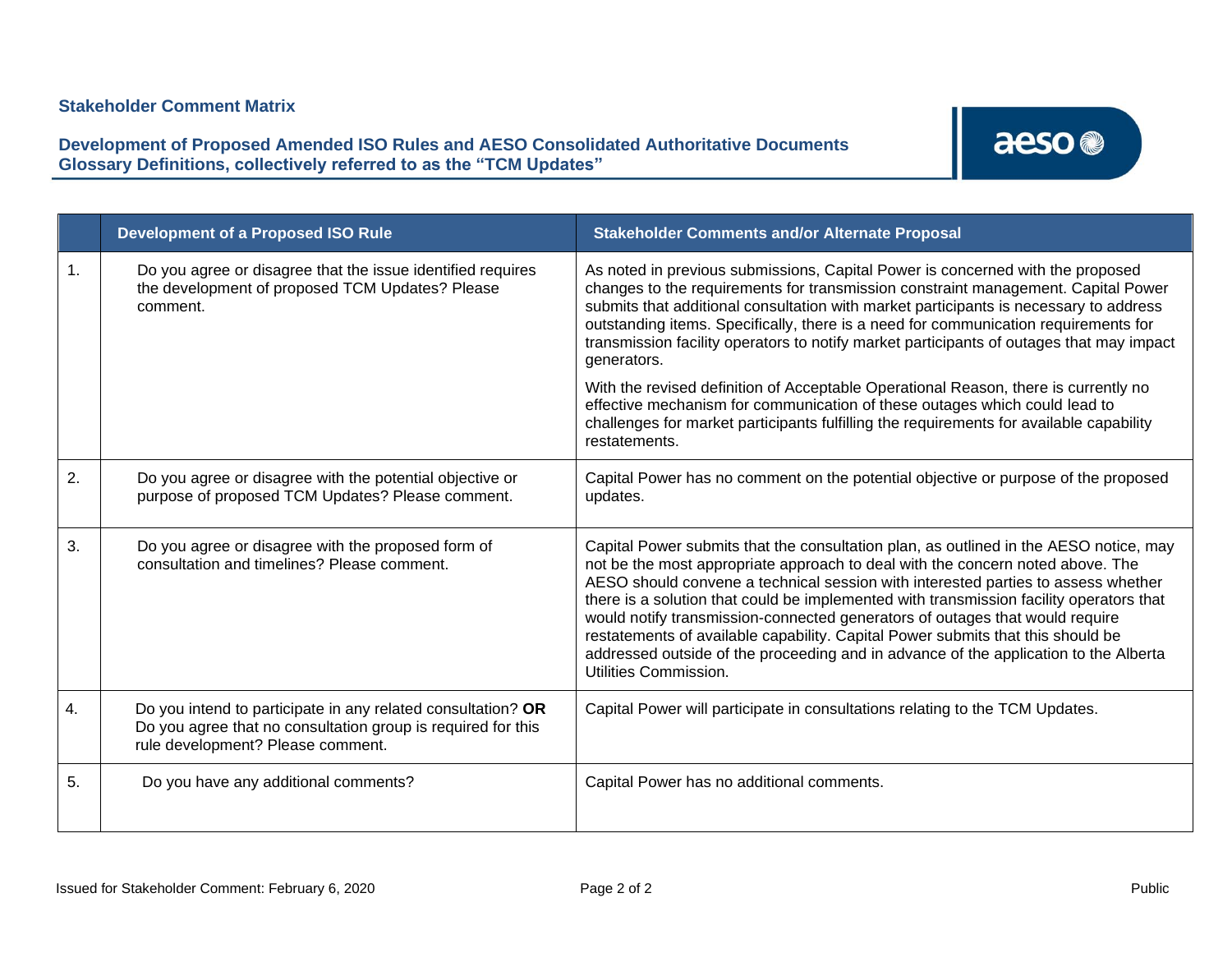**Stakeholder Comment Matrix**

**Development of Proposed Amended ISO Rules and AESO Consolidated Authoritative Documents Glossary Definitions, collectively referred to as the "TCM Updates"**

| | Development of a Proposed ISO Rule | Stakeholder Comments and/or Alternate Proposal |
|---|---|---|
| 1. | Do you agree or disagree that the issue identified requires the development of proposed TCM Updates? Please comment. | As noted in previous submissions, Capital Power is concerned with the proposed changes to the requirements for transmission constraint management. Capital Power submits that additional consultation with market participants is necessary to address outstanding items. Specifically, there is a need for communication requirements for transmission facility operators to notify market participants of outages that may impact generators.<br><br>With the revised definition of Acceptable Operational Reason, there is currently no effective mechanism for communication of these outages which could lead to challenges for market participants fulfilling the requirements for available capability restatements. |
| 2. | Do you agree or disagree with the potential objective or purpose of proposed TCM Updates? Please comment. | Capital Power has no comment on the potential objective or purpose of the proposed updates. |
| 3. | Do you agree or disagree with the proposed form of consultation and timelines? Please comment. | Capital Power submits that the consultation plan, as outlined in the AESO notice, may not be the most appropriate approach to deal with the concern noted above. The AESO should convene a technical session with interested parties to assess whether there is a solution that could be implemented with transmission facility operators that would notify transmission-connected generators of outages that would require restatements of available capability. Capital Power submits that this should be addressed outside of the proceeding and in advance of the application to the Alberta Utilities Commission. |
| 4. | Do you intend to participate in any related consultation? **OR** Do you agree that no consultation group is required for this rule development? Please comment. | Capital Power will participate in consultations relating to the TCM Updates. |
| 5. | Do you have any additional comments? | Capital Power has no additional comments. |

Issued for Stakeholder Comment: February 6, 2020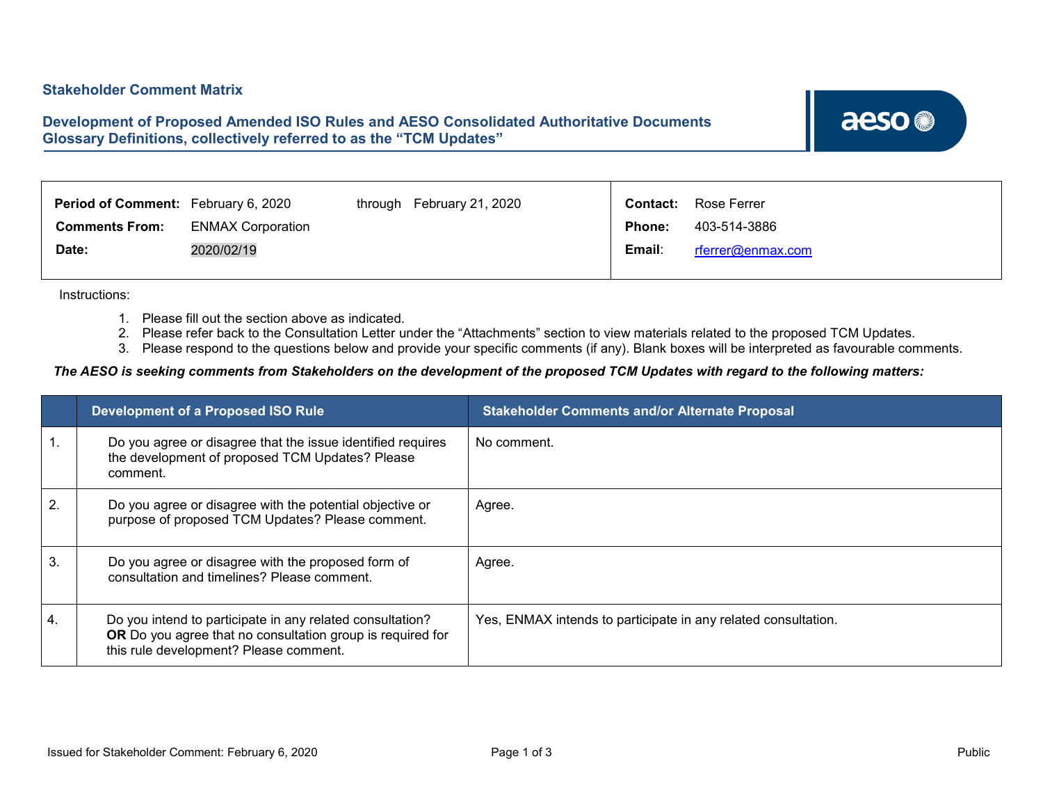## Stakeholder Comment Matrix

## Development of Proposed Amended ISO Rules and AESO Consolidated Authoritative Documents Glossary Definitions, collectively referred to as the "TCM Updates"

| | | | |
|---|---|---|---|
| **Period of Comment:** | February 6, 2020 through February 21, 2020 | **Contact:** | Rose Ferrer |
| **Comments From:** | ENMAX Corporation | **Phone:** | 403-514-3886 |
| **Date:** | 2020/02/19 | **Email:** | rferrer@enmax.com |

Instructions:

1. Please fill out the section above as indicated.
2. Please refer back to the Consultation Letter under the "Attachments" section to view materials related to the proposed TCM Updates.
3. Please respond to the questions below and provide your specific comments (if any). Blank boxes will be interpreted as favourable comments.

***The AESO is seeking comments from Stakeholders on the development of the proposed TCM Updates with regard to the following matters:***

| | Development of a Proposed ISO Rule | Stakeholder Comments and/or Alternate Proposal |
|---|---|---|
| 1. | Do you agree or disagree that the issue identified requires the development of proposed TCM Updates? Please comment. | No comment. |
| 2. | Do you agree or disagree with the potential objective or purpose of proposed TCM Updates? Please comment. | Agree. |
| 3. | Do you agree or disagree with the proposed form of consultation and timelines? Please comment. | Agree. |
| 4. | Do you intend to participate in any related consultation? **OR** Do you agree that no consultation group is required for this rule development? Please comment. | Yes, ENMAX intends to participate in any related consultation. |

Issued for Stakeholder Comment: February 6, 2020 — Public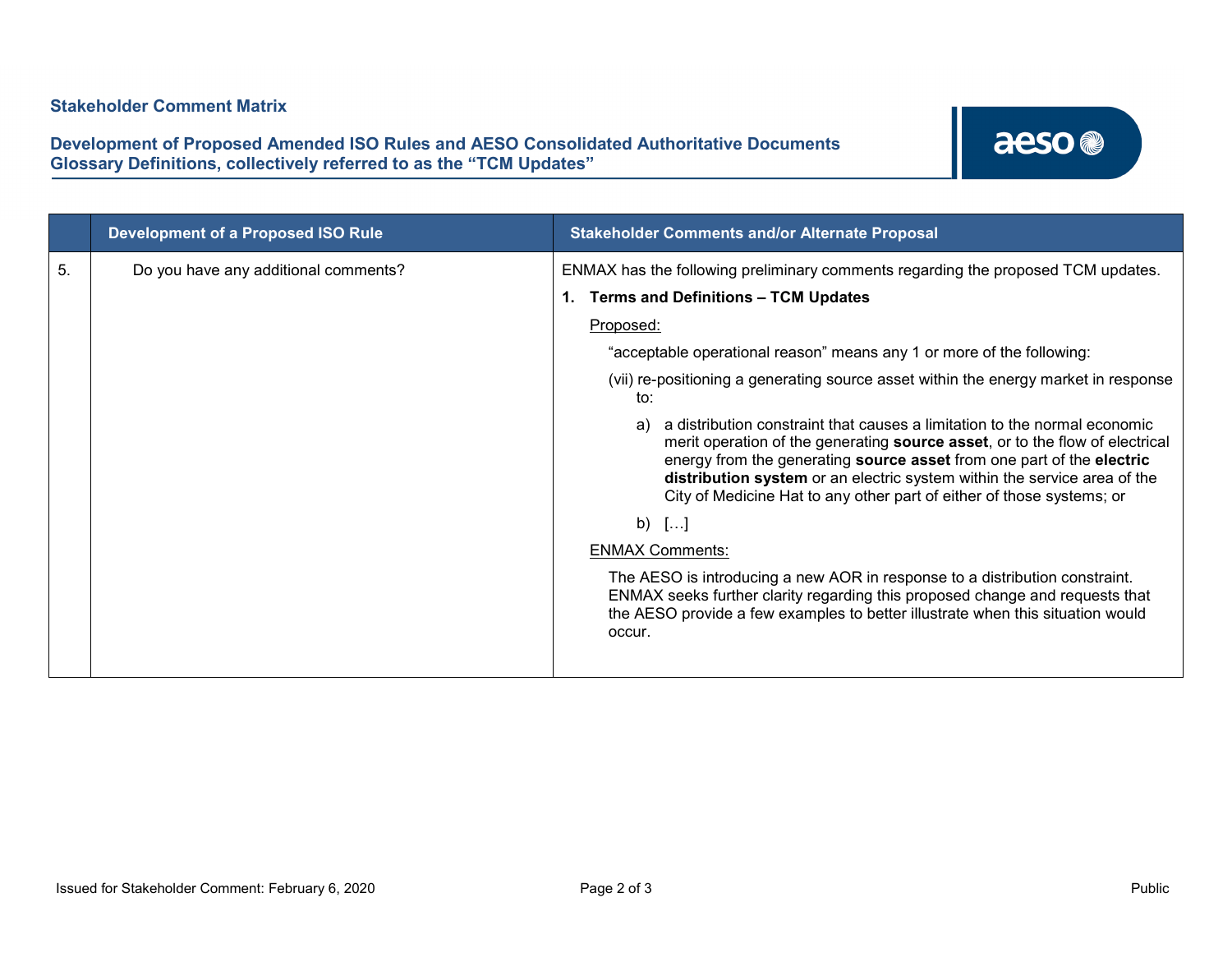**Stakeholder Comment Matrix**

**Development of Proposed Amended ISO Rules and AESO Consolidated Authoritative Documents Glossary Definitions, collectively referred to as the "TCM Updates"**

| | Development of a Proposed ISO Rule | Stakeholder Comments and/or Alternate Proposal |
|---|---|---|
| 5. | Do you have any additional comments? | ENMAX has the following preliminary comments regarding the proposed TCM updates.<br><br>**1. Terms and Definitions – TCM Updates**<br><br><u>Proposed:</u><br><br>"acceptable operational reason" means any 1 or more of the following:<br><br>(vii) re-positioning a generating source asset within the energy market in response to:<br><br>a) a distribution constraint that causes a limitation to the normal economic merit operation of the generating **source asset**, or to the flow of electrical energy from the generating **source asset** from one part of the **electric distribution system** or an electric system within the service area of the City of Medicine Hat to any other part of either of those systems; or<br><br>b) […]<br><br><u>ENMAX Comments:</u><br><br>The AESO is introducing a new AOR in response to a distribution constraint. ENMAX seeks further clarity regarding this proposed change and requests that the AESO provide a few examples to better illustrate when this situation would occur. |

Issued for Stakeholder Comment: February 6, 2020

Public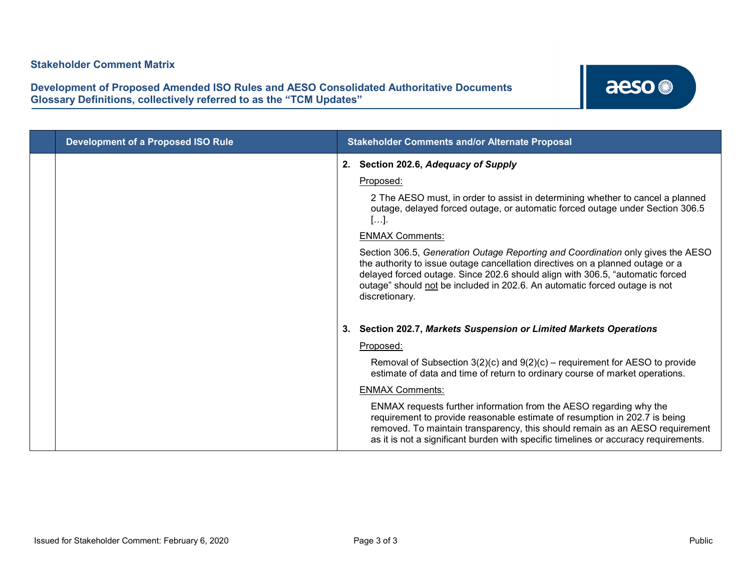**Stakeholder Comment Matrix**

**Development of Proposed Amended ISO Rules and AESO Consolidated Authoritative Documents Glossary Definitions, collectively referred to as the "TCM Updates"**

| | Development of a Proposed ISO Rule | Stakeholder Comments and/or Alternate Proposal |
|---|---|---|
| | | **2. Section 202.6, *Adequacy of Supply***<br><br><u>Proposed:</u><br><br>2 The AESO must, in order to assist in determining whether to cancel a planned outage, delayed forced outage, or automatic forced outage under Section 306.5 […].<br><br><u>ENMAX Comments:</u><br><br>Section 306.5, *Generation Outage Reporting and Coordination* only gives the AESO the authority to issue outage cancellation directives on a planned outage or a delayed forced outage. Since 202.6 should align with 306.5, "automatic forced outage" should <u>not</u> be included in 202.6. An automatic forced outage is not discretionary.<br><br>**3. Section 202.7, *Markets Suspension or Limited Markets Operations***<br><br><u>Proposed:</u><br><br>Removal of Subsection 3(2)(c) and 9(2)(c) – requirement for AESO to provide estimate of data and time of return to ordinary course of market operations.<br><br><u>ENMAX Comments:</u><br><br>ENMAX requests further information from the AESO regarding why the requirement to provide reasonable estimate of resumption in 202.7 is being removed. To maintain transparency, this should remain as an AESO requirement as it is not a significant burden with specific timelines or accuracy requirements. |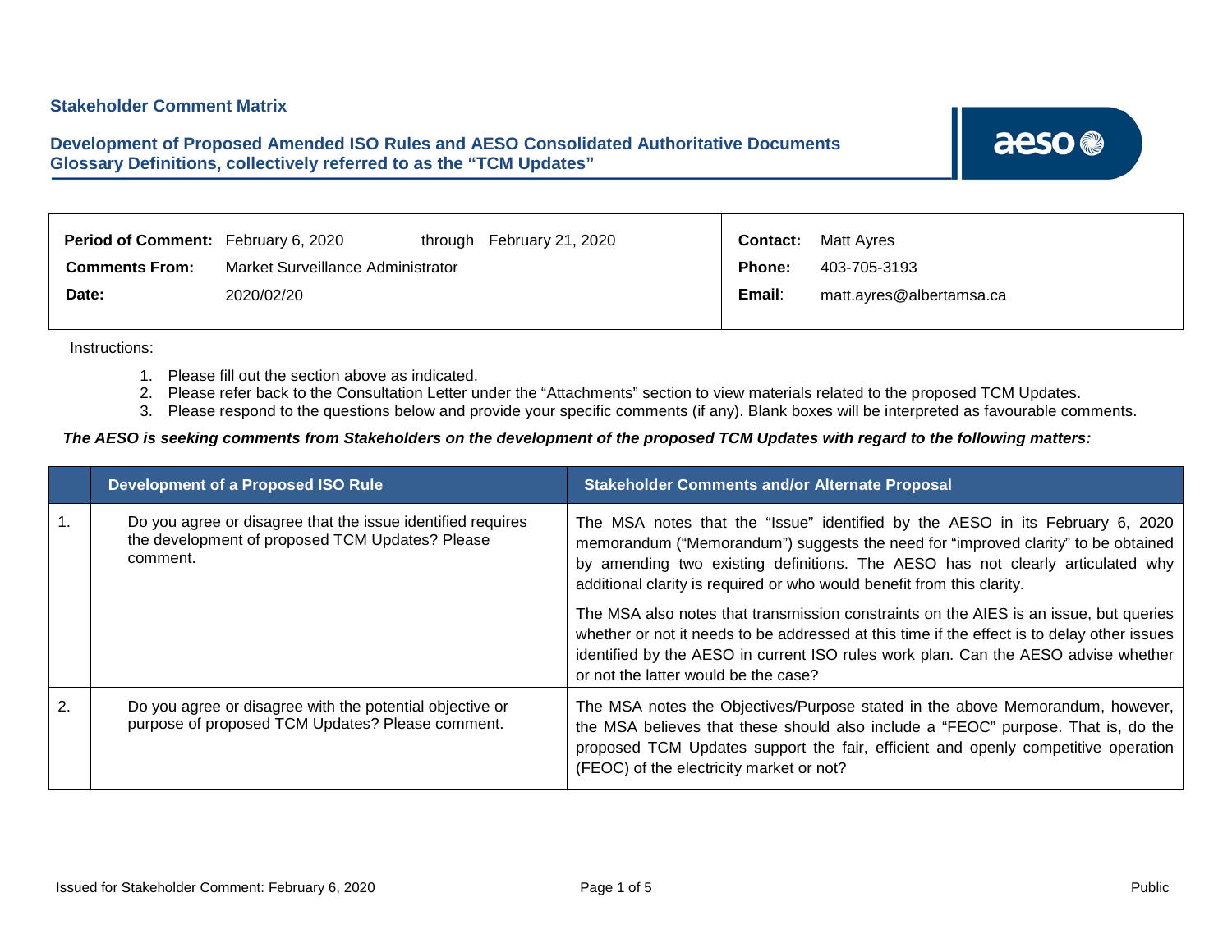## Stakeholder Comment Matrix

### Development of Proposed Amended ISO Rules and AESO Consolidated Authoritative Documents Glossary Definitions, collectively referred to as the "TCM Updates"

| | | | |
|---|---|---|---|
| **Period of Comment:** | February 6, 2020 through February 21, 2020 | **Contact:** | Matt Ayres |
| **Comments From:** | Market Surveillance Administrator | **Phone:** | 403-705-3193 |
| **Date:** | 2020/02/20 | **Email:** | matt.ayres@albertamsa.ca |

Instructions:

1. Please fill out the section above as indicated.
2. Please refer back to the Consultation Letter under the "Attachments" section to view materials related to the proposed TCM Updates.
3. Please respond to the questions below and provide your specific comments (if any). Blank boxes will be interpreted as favourable comments.

***The AESO is seeking comments from Stakeholders on the development of the proposed TCM Updates with regard to the following matters:***

| | Development of a Proposed ISO Rule | Stakeholder Comments and/or Alternate Proposal |
|---|---|---|
| 1. | Do you agree or disagree that the issue identified requires the development of proposed TCM Updates? Please comment. | The MSA notes that the "Issue" identified by the AESO in its February 6, 2020 memorandum ("Memorandum") suggests the need for "improved clarity" to be obtained by amending two existing definitions. The AESO has not clearly articulated why additional clarity is required or who would benefit from this clarity.<br><br>The MSA also notes that transmission constraints on the AIES is an issue, but queries whether or not it needs to be addressed at this time if the effect is to delay other issues identified by the AESO in current ISO rules work plan. Can the AESO advise whether or not the latter would be the case? |
| 2. | Do you agree or disagree with the potential objective or purpose of proposed TCM Updates? Please comment. | The MSA notes the Objectives/Purpose stated in the above Memorandum, however, the MSA believes that these should also include a "FEOC" purpose. That is, do the proposed TCM Updates support the fair, efficient and openly competitive operation (FEOC) of the electricity market or not? |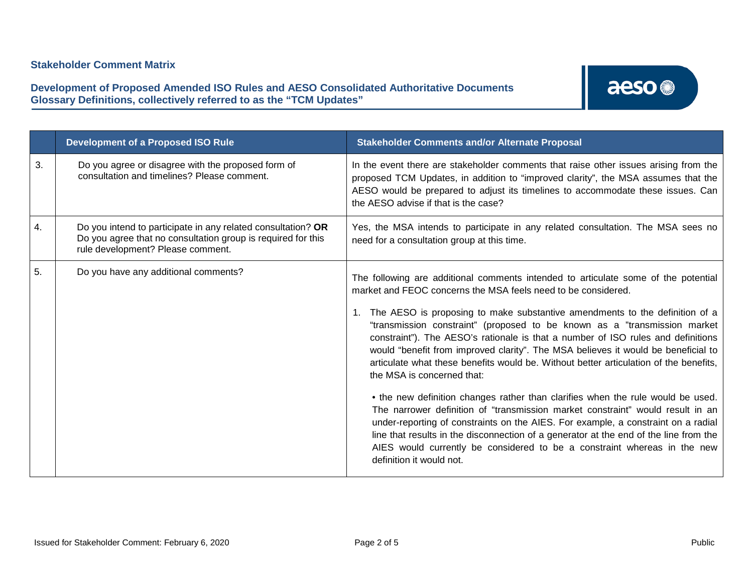**Stakeholder Comment Matrix**

**Development of Proposed Amended ISO Rules and AESO Consolidated Authoritative Documents Glossary Definitions, collectively referred to as the "TCM Updates"**

| | Development of a Proposed ISO Rule | Stakeholder Comments and/or Alternate Proposal |
|---|---|---|
| 3. | Do you agree or disagree with the proposed form of consultation and timelines? Please comment. | In the event there are stakeholder comments that raise other issues arising from the proposed TCM Updates, in addition to "improved clarity", the MSA assumes that the AESO would be prepared to adjust its timelines to accommodate these issues. Can the AESO advise if that is the case? |
| 4. | Do you intend to participate in any related consultation? **OR** Do you agree that no consultation group is required for this rule development? Please comment. | Yes, the MSA intends to participate in any related consultation. The MSA sees no need for a consultation group at this time. |
| 5. | Do you have any additional comments? | The following are additional comments intended to articulate some of the potential market and FEOC concerns the MSA feels need to be considered.<br><br>1. The AESO is proposing to make substantive amendments to the definition of a "transmission constraint" (proposed to be known as a "transmission market constraint"). The AESO's rationale is that a number of ISO rules and definitions would "benefit from improved clarity". The MSA believes it would be beneficial to articulate what these benefits would be. Without better articulation of the benefits, the MSA is concerned that:<br><br>• the new definition changes rather than clarifies when the rule would be used. The narrower definition of "transmission market constraint" would result in an under-reporting of constraints on the AIES. For example, a constraint on a radial line that results in the disconnection of a generator at the end of the line from the AIES would currently be considered to be a constraint whereas in the new definition it would not. |

Issued for Stakeholder Comment: February 6, 2020

Public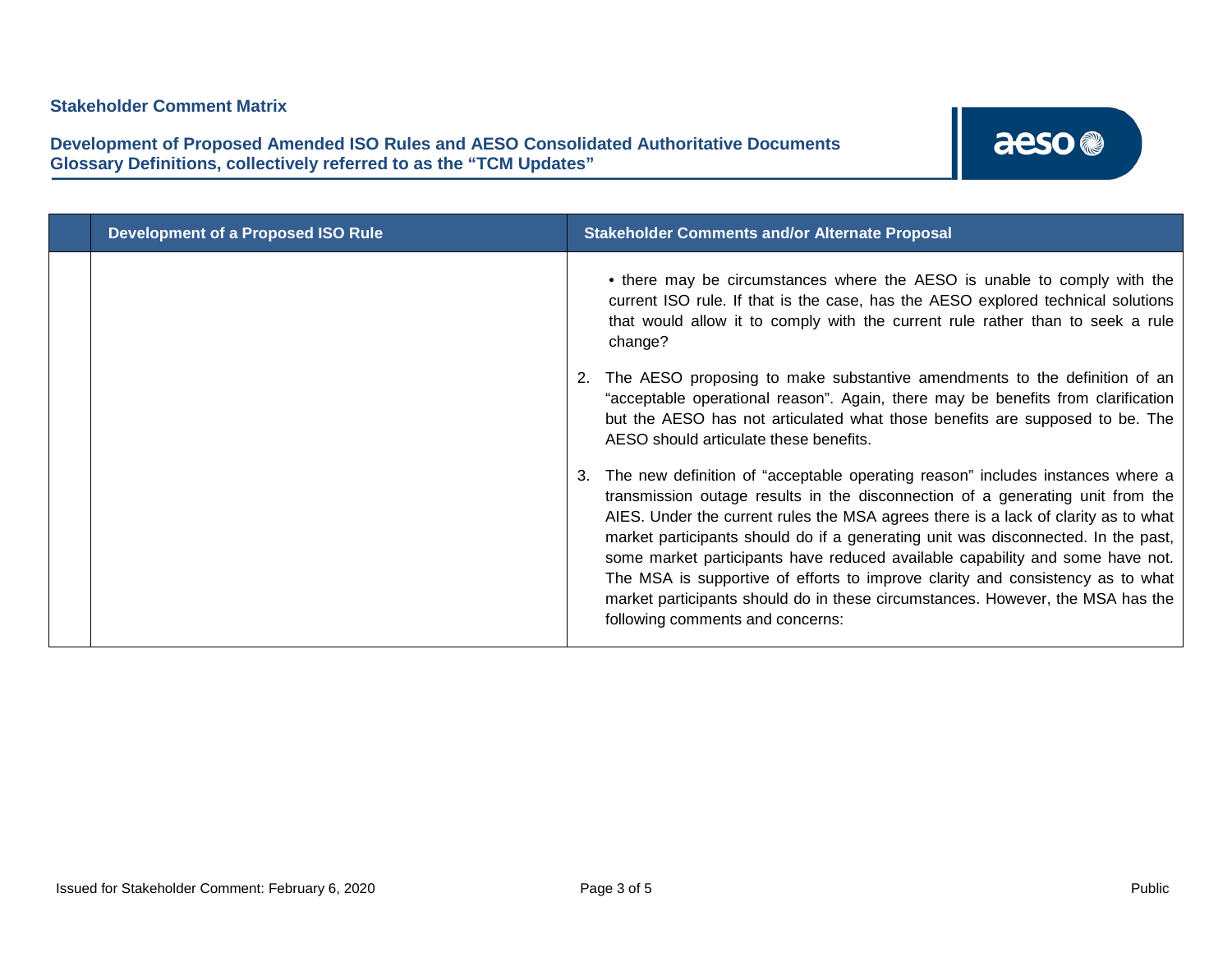| | Development of a Proposed ISO Rule | Stakeholder Comments and/or Alternate Proposal |
|---|---|---|
| | | • there may be circumstances where the AESO is unable to comply with the current ISO rule. If that is the case, has the AESO explored technical solutions that would allow it to comply with the current rule rather than to seek a rule change?<br><br>2. The AESO proposing to make substantive amendments to the definition of an "acceptable operational reason". Again, there may be benefits from clarification but the AESO has not articulated what those benefits are supposed to be. The AESO should articulate these benefits.<br><br>3. The new definition of "acceptable operating reason" includes instances where a transmission outage results in the disconnection of a generating unit from the AIES. Under the current rules the MSA agrees there is a lack of clarity as to what market participants should do if a generating unit was disconnected. In the past, some market participants have reduced available capability and some have not. The MSA is supportive of efforts to improve clarity and consistency as to what market participants should do in these circumstances. However, the MSA has the following comments and concerns: |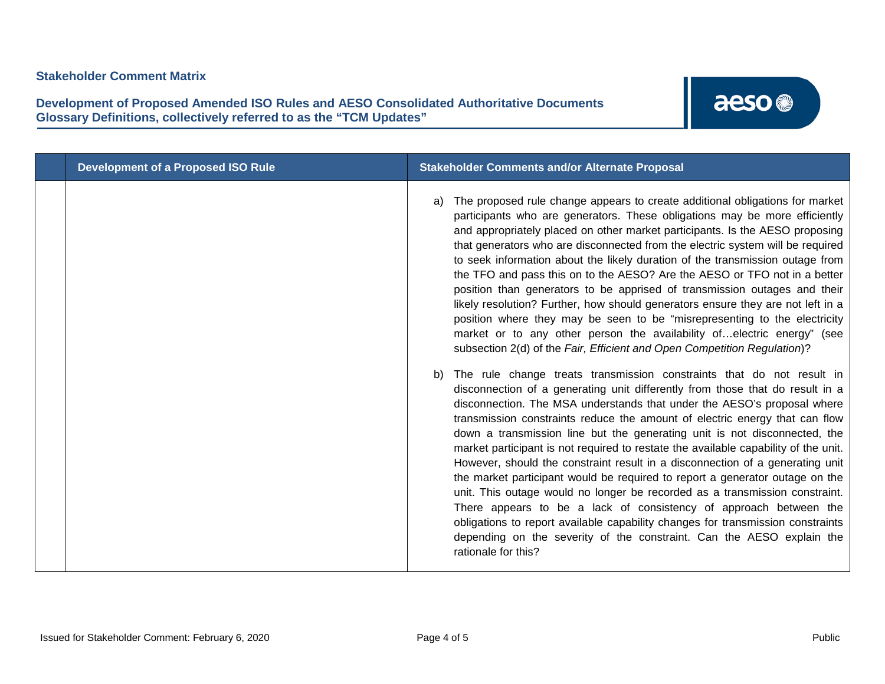| | Development of a Proposed ISO Rule | Stakeholder Comments and/or Alternate Proposal |
|---|---|---|
| | | a) The proposed rule change appears to create additional obligations for market participants who are generators. These obligations may be more efficiently and appropriately placed on other market participants. Is the AESO proposing that generators who are disconnected from the electric system will be required to seek information about the likely duration of the transmission outage from the TFO and pass this on to the AESO? Are the AESO or TFO not in a better position than generators to be apprised of transmission outages and their likely resolution? Further, how should generators ensure they are not left in a position where they may be seen to be "misrepresenting to the electricity market or to any other person the availability of…electric energy" (see subsection 2(d) of the *Fair, Efficient and Open Competition Regulation*)?<br><br>b) The rule change treats transmission constraints that do not result in disconnection of a generating unit differently from those that do result in a disconnection. The MSA understands that under the AESO's proposal where transmission constraints reduce the amount of electric energy that can flow down a transmission line but the generating unit is not disconnected, the market participant is not required to restate the available capability of the unit. However, should the constraint result in a disconnection of a generating unit the market participant would be required to report a generator outage on the unit. This outage would no longer be recorded as a transmission constraint. There appears to be a lack of consistency of approach between the obligations to report available capability changes for transmission constraints depending on the severity of the constraint. Can the AESO explain the rationale for this? |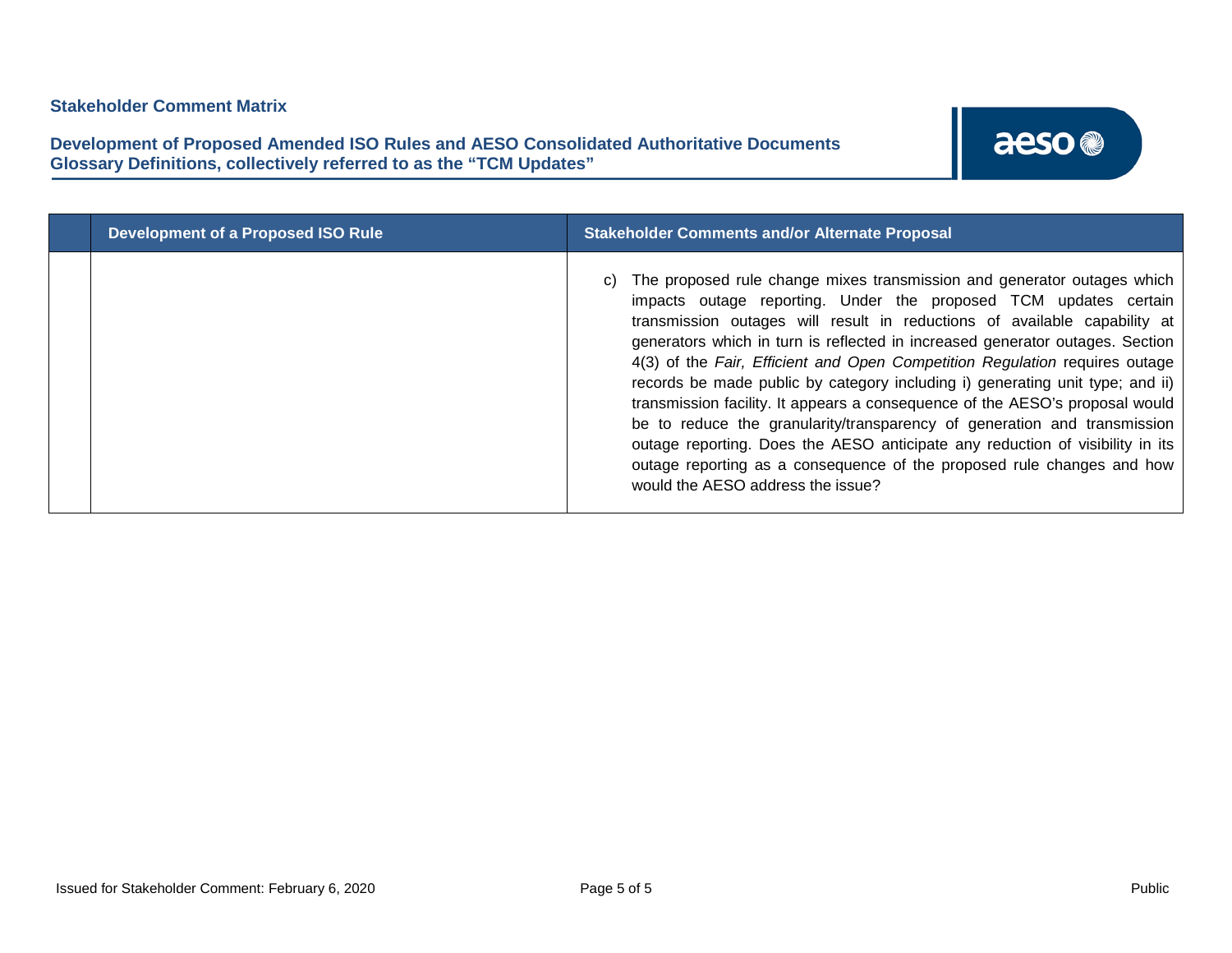| | Development of a Proposed ISO Rule | Stakeholder Comments and/or Alternate Proposal |
|---|---|---|
| | | c) The proposed rule change mixes transmission and generator outages which impacts outage reporting. Under the proposed TCM updates certain transmission outages will result in reductions of available capability at generators which in turn is reflected in increased generator outages. Section 4(3) of the *Fair, Efficient and Open Competition Regulation* requires outage records be made public by category including i) generating unit type; and ii) transmission facility. It appears a consequence of the AESO's proposal would be to reduce the granularity/transparency of generation and transmission outage reporting. Does the AESO anticipate any reduction of visibility in its outage reporting as a consequence of the proposed rule changes and how would the AESO address the issue? |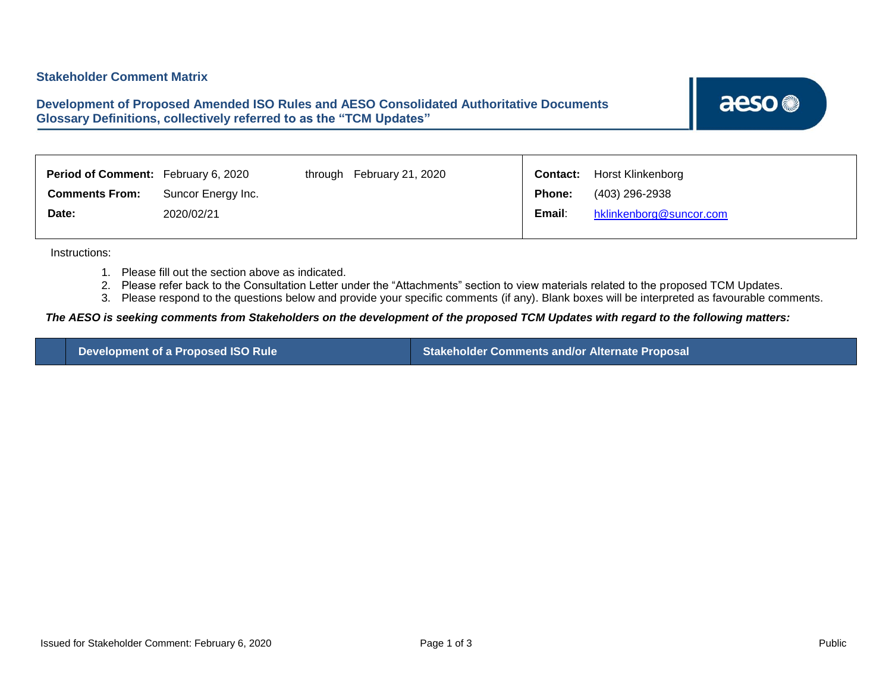**Stakeholder Comment Matrix**

**Development of Proposed Amended ISO Rules and AESO Consolidated Authoritative Documents Glossary Definitions, collectively referred to as the "TCM Updates"**

| | | | | | |
|---|---|---|---|---|---|
| **Period of Comment:** | February 6, 2020 | through | February 21, 2020 | **Contact:** | Horst Klinkenborg |
| **Comments From:** | Suncor Energy Inc. | | | **Phone:** | (403) 296-2938 |
| **Date:** | 2020/02/21 | | | **Email**: | hklinkenborg@suncor.com |

Instructions:

1. Please fill out the section above as indicated.
2. Please refer back to the Consultation Letter under the "Attachments" section to view materials related to the proposed TCM Updates.
3. Please respond to the questions below and provide your specific comments (if any). Blank boxes will be interpreted as favourable comments.

***The AESO is seeking comments from Stakeholders on the development of the proposed TCM Updates with regard to the following matters:***

| | Development of a Proposed ISO Rule | Stakeholder Comments and/or Alternate Proposal |
|---|---|---|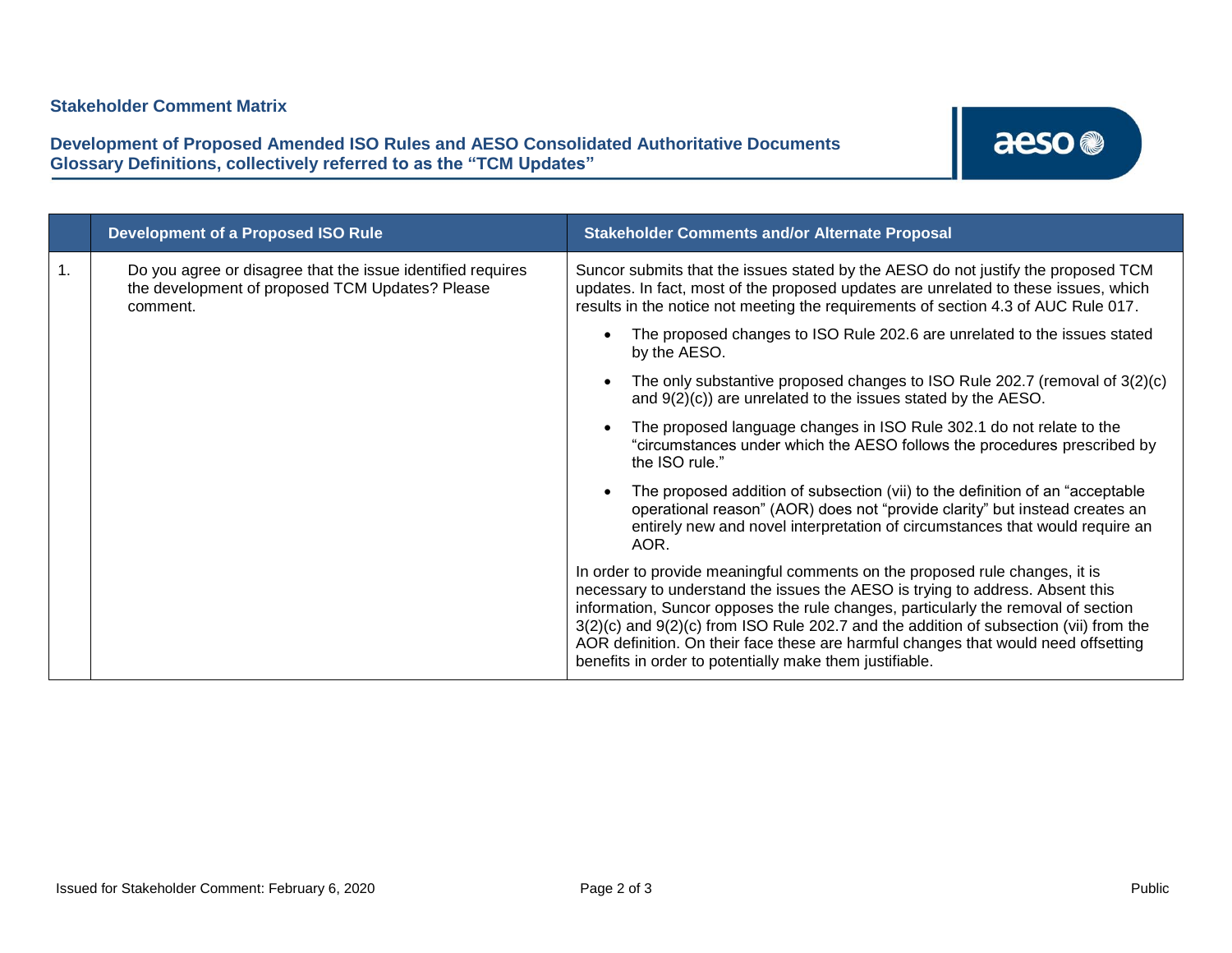**Stakeholder Comment Matrix**

**Development of Proposed Amended ISO Rules and AESO Consolidated Authoritative Documents Glossary Definitions, collectively referred to as the "TCM Updates"**

| | Development of a Proposed ISO Rule | Stakeholder Comments and/or Alternate Proposal |
|---|---|---|
| 1. | Do you agree or disagree that the issue identified requires the development of proposed TCM Updates? Please comment. | Suncor submits that the issues stated by the AESO do not justify the proposed TCM updates. In fact, most of the proposed updates are unrelated to these issues, which results in the notice not meeting the requirements of section 4.3 of AUC Rule 017.<br><br>• The proposed changes to ISO Rule 202.6 are unrelated to the issues stated by the AESO.<br><br>• The only substantive proposed changes to ISO Rule 202.7 (removal of 3(2)(c) and 9(2)(c)) are unrelated to the issues stated by the AESO.<br><br>• The proposed language changes in ISO Rule 302.1 do not relate to the "circumstances under which the AESO follows the procedures prescribed by the ISO rule."<br><br>• The proposed addition of subsection (vii) to the definition of an "acceptable operational reason" (AOR) does not "provide clarity" but instead creates an entirely new and novel interpretation of circumstances that would require an AOR.<br><br>In order to provide meaningful comments on the proposed rule changes, it is necessary to understand the issues the AESO is trying to address. Absent this information, Suncor opposes the rule changes, particularly the removal of section 3(2)(c) and 9(2)(c) from ISO Rule 202.7 and the addition of subsection (vii) from the AOR definition. On their face these are harmful changes that would need offsetting benefits in order to potentially make them justifiable. |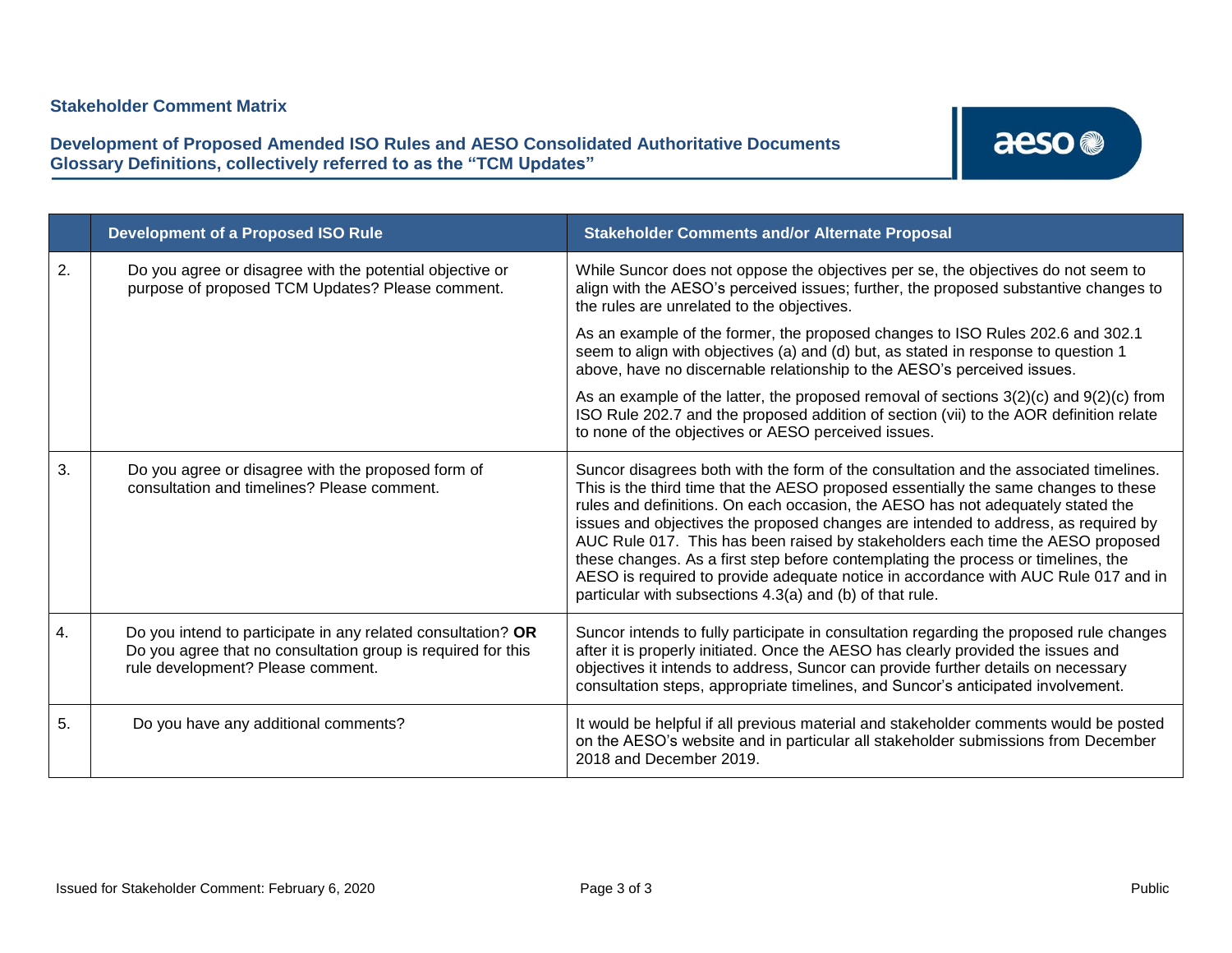**Stakeholder Comment Matrix**

**Development of Proposed Amended ISO Rules and AESO Consolidated Authoritative Documents Glossary Definitions, collectively referred to as the "TCM Updates"**

| | Development of a Proposed ISO Rule | Stakeholder Comments and/or Alternate Proposal |
|---|---|---|
| 2. | Do you agree or disagree with the potential objective or purpose of proposed TCM Updates? Please comment. | While Suncor does not oppose the objectives per se, the objectives do not seem to align with the AESO's perceived issues; further, the proposed substantive changes to the rules are unrelated to the objectives.<br><br>As an example of the former, the proposed changes to ISO Rules 202.6 and 302.1 seem to align with objectives (a) and (d) but, as stated in response to question 1 above, have no discernable relationship to the AESO's perceived issues.<br><br>As an example of the latter, the proposed removal of sections 3(2)(c) and 9(2)(c) from ISO Rule 202.7 and the proposed addition of section (vii) to the AOR definition relate to none of the objectives or AESO perceived issues. |
| 3. | Do you agree or disagree with the proposed form of consultation and timelines? Please comment. | Suncor disagrees both with the form of the consultation and the associated timelines. This is the third time that the AESO proposed essentially the same changes to these rules and definitions. On each occasion, the AESO has not adequately stated the issues and objectives the proposed changes are intended to address, as required by AUC Rule 017. This has been raised by stakeholders each time the AESO proposed these changes. As a first step before contemplating the process or timelines, the AESO is required to provide adequate notice in accordance with AUC Rule 017 and in particular with subsections 4.3(a) and (b) of that rule. |
| 4. | Do you intend to participate in any related consultation? **OR** Do you agree that no consultation group is required for this rule development? Please comment. | Suncor intends to fully participate in consultation regarding the proposed rule changes after it is properly initiated. Once the AESO has clearly provided the issues and objectives it intends to address, Suncor can provide further details on necessary consultation steps, appropriate timelines, and Suncor's anticipated involvement. |
| 5. | Do you have any additional comments? | It would be helpful if all previous material and stakeholder comments would be posted on the AESO's website and in particular all stakeholder submissions from December 2018 and December 2019. |

Issued for Stakeholder Comment: February 6, 2020

Public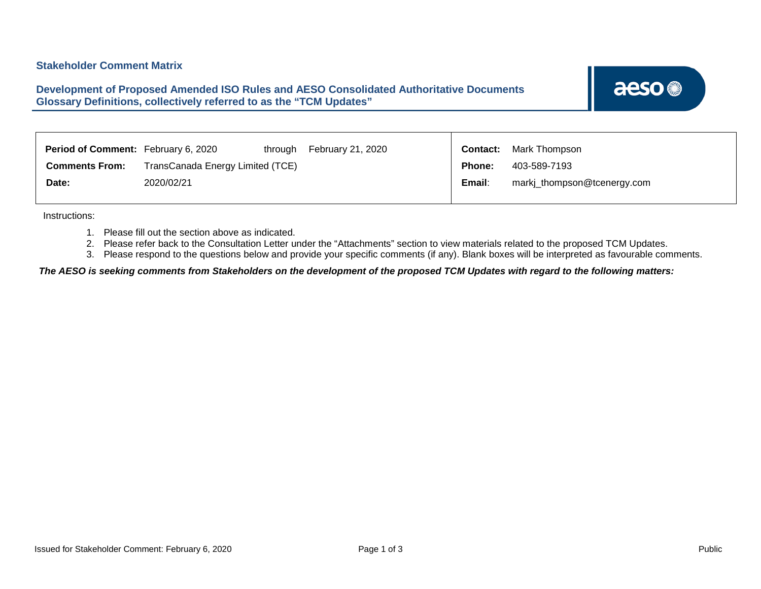**Stakeholder Comment Matrix**

**Development of Proposed Amended ISO Rules and AESO Consolidated Authoritative Documents Glossary Definitions, collectively referred to as the "TCM Updates"**

| | | | | | |
|---|---|---|---|---|---|
| **Period of Comment:** | February 6, 2020 | through | February 21, 2020 | **Contact:** | Mark Thompson |
| **Comments From:** | TransCanada Energy Limited (TCE) | | | **Phone:** | 403-589-7193 |
| **Date:** | 2020/02/21 | | | **Email:** | markj_thompson@tcenergy.com |

Instructions:

1. Please fill out the section above as indicated.
2. Please refer back to the Consultation Letter under the "Attachments" section to view materials related to the proposed TCM Updates.
3. Please respond to the questions below and provide your specific comments (if any). Blank boxes will be interpreted as favourable comments.

***The AESO is seeking comments from Stakeholders on the development of the proposed TCM Updates with regard to the following matters:***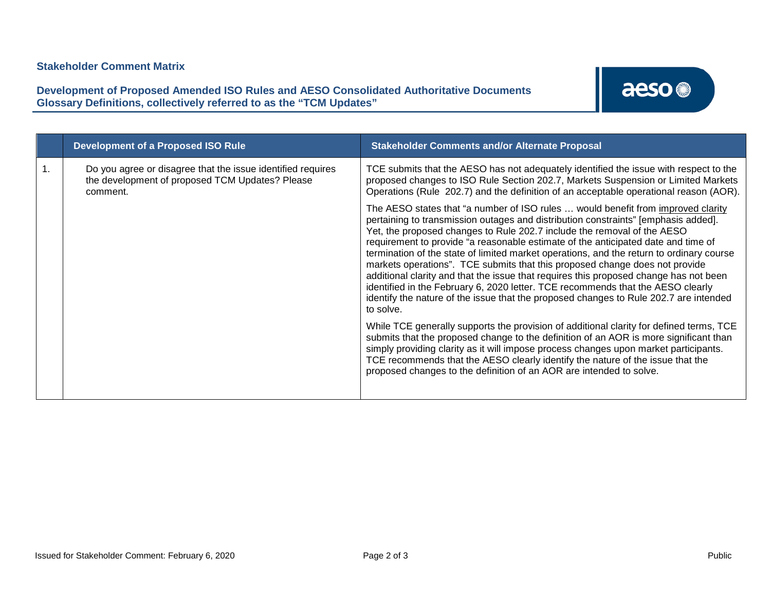**Stakeholder Comment Matrix**

**Development of Proposed Amended ISO Rules and AESO Consolidated Authoritative Documents Glossary Definitions, collectively referred to as the "TCM Updates"**

| | Development of a Proposed ISO Rule | Stakeholder Comments and/or Alternate Proposal |
|---|---|---|
| 1. | Do you agree or disagree that the issue identified requires the development of proposed TCM Updates? Please comment. | TCE submits that the AESO has not adequately identified the issue with respect to the proposed changes to ISO Rule Section 202.7, Markets Suspension or Limited Markets Operations (Rule 202.7) and the definition of an acceptable operational reason (AOR).<br><br>The AESO states that "a number of ISO rules … would benefit from <u>improved clarity</u> pertaining to transmission outages and distribution constraints" [emphasis added]. Yet, the proposed changes to Rule 202.7 include the removal of the AESO requirement to provide "a reasonable estimate of the anticipated date and time of termination of the state of limited market operations, and the return to ordinary course markets operations". TCE submits that this proposed change does not provide additional clarity and that the issue that requires this proposed change has not been identified in the February 6, 2020 letter. TCE recommends that the AESO clearly identify the nature of the issue that the proposed changes to Rule 202.7 are intended to solve.<br><br>While TCE generally supports the provision of additional clarity for defined terms, TCE submits that the proposed change to the definition of an AOR is more significant than simply providing clarity as it will impose process changes upon market participants. TCE recommends that the AESO clearly identify the nature of the issue that the proposed changes to the definition of an AOR are intended to solve. |

Issued for Stakeholder Comment: February 6, 2020

Public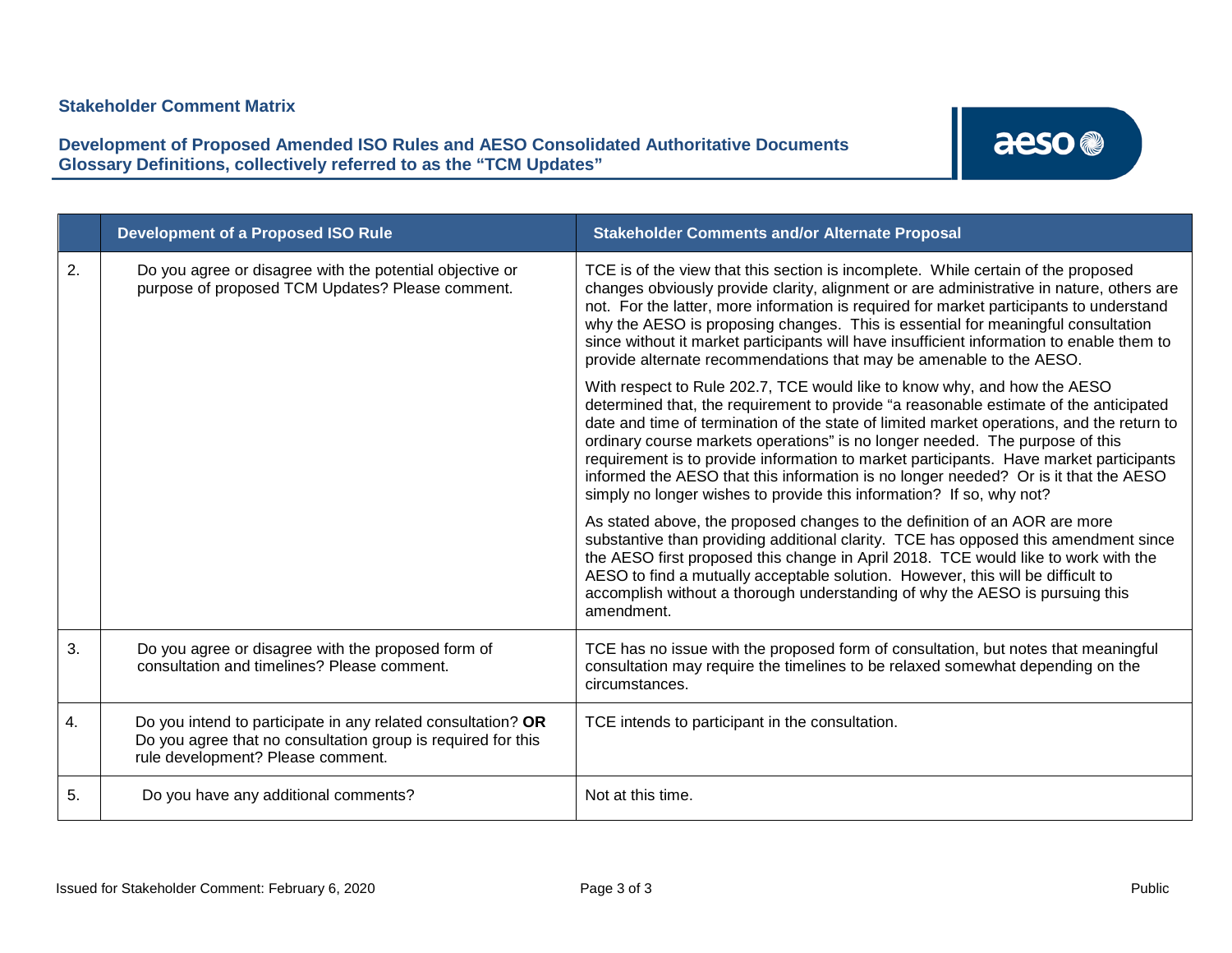**Stakeholder Comment Matrix**

**Development of Proposed Amended ISO Rules and AESO Consolidated Authoritative Documents Glossary Definitions, collectively referred to as the "TCM Updates"**

| | Development of a Proposed ISO Rule | Stakeholder Comments and/or Alternate Proposal |
|---|---|---|
| 2. | Do you agree or disagree with the potential objective or purpose of proposed TCM Updates? Please comment. | TCE is of the view that this section is incomplete. While certain of the proposed changes obviously provide clarity, alignment or are administrative in nature, others are not. For the latter, more information is required for market participants to understand why the AESO is proposing changes. This is essential for meaningful consultation since without it market participants will have insufficient information to enable them to provide alternate recommendations that may be amenable to the AESO.<br><br>With respect to Rule 202.7, TCE would like to know why, and how the AESO determined that, the requirement to provide "a reasonable estimate of the anticipated date and time of termination of the state of limited market operations, and the return to ordinary course markets operations" is no longer needed. The purpose of this requirement is to provide information to market participants. Have market participants informed the AESO that this information is no longer needed? Or is it that the AESO simply no longer wishes to provide this information? If so, why not?<br><br>As stated above, the proposed changes to the definition of an AOR are more substantive than providing additional clarity. TCE has opposed this amendment since the AESO first proposed this change in April 2018. TCE would like to work with the AESO to find a mutually acceptable solution. However, this will be difficult to accomplish without a thorough understanding of why the AESO is pursuing this amendment. |
| 3. | Do you agree or disagree with the proposed form of consultation and timelines? Please comment. | TCE has no issue with the proposed form of consultation, but notes that meaningful consultation may require the timelines to be relaxed somewhat depending on the circumstances. |
| 4. | Do you intend to participate in any related consultation? **OR** Do you agree that no consultation group is required for this rule development? Please comment. | TCE intends to participant in the consultation. |
| 5. | Do you have any additional comments? | Not at this time. |

Issued for Stakeholder Comment: February 6, 2020

Public